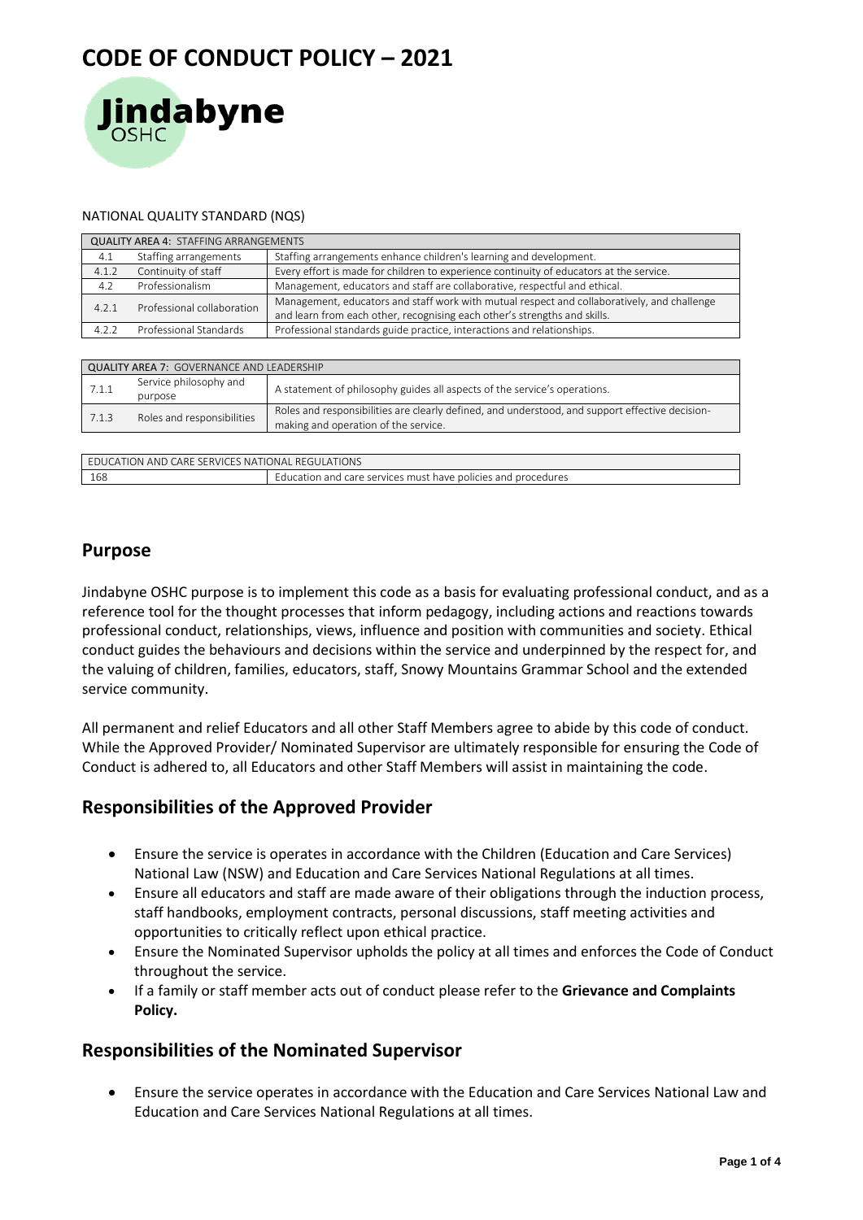# CODE OF CONDUCT POLICY – 2021

Jindabyne OSHC

NATIONAL QUALITY STANDARD (NQS)

| QUALITY AREA 4: STAFFING ARRANGEMENTS | | |
|---|---|---|
| 4.1 | Staffing arrangements | Staffing arrangements enhance children's learning and development. |
| 4.1.2 | Continuity of staff | Every effort is made for children to experience continuity of educators at the service. |
| 4.2 | Professionalism | Management, educators and staff are collaborative, respectful and ethical. |
| 4.2.1 | Professional collaboration | Management, educators and staff work with mutual respect and collaboratively, and challenge and learn from each other, recognising each other's strengths and skills. |
| 4.2.2 | Professional Standards | Professional standards guide practice, interactions and relationships. |

| QUALITY AREA 7: GOVERNANCE AND LEADERSHIP | | |
|---|---|---|
| 7.1.1 | Service philosophy and purpose | A statement of philosophy guides all aspects of the service's operations. |
| 7.1.3 | Roles and responsibilities | Roles and responsibilities are clearly defined, and understood, and support effective decision-making and operation of the service. |

| EDUCATION AND CARE SERVICES NATIONAL REGULATIONS | |
|---|---|
| 168 | Education and care services must have policies and procedures |

## Purpose

Jindabyne OSHC purpose is to implement this code as a basis for evaluating professional conduct, and as a reference tool for the thought processes that inform pedagogy, including actions and reactions towards professional conduct, relationships, views, influence and position with communities and society. Ethical conduct guides the behaviours and decisions within the service and underpinned by the respect for, and the valuing of children, families, educators, staff, Snowy Mountains Grammar School and the extended service community.

All permanent and relief Educators and all other Staff Members agree to abide by this code of conduct. While the Approved Provider/ Nominated Supervisor are ultimately responsible for ensuring the Code of Conduct is adhered to, all Educators and other Staff Members will assist in maintaining the code.

## Responsibilities of the Approved Provider

- Ensure the service is operates in accordance with the Children (Education and Care Services) National Law (NSW) and Education and Care Services National Regulations at all times.
- Ensure all educators and staff are made aware of their obligations through the induction process, staff handbooks, employment contracts, personal discussions, staff meeting activities and opportunities to critically reflect upon ethical practice.
- Ensure the Nominated Supervisor upholds the policy at all times and enforces the Code of Conduct throughout the service.
- If a family or staff member acts out of conduct please refer to the **Grievance and Complaints Policy.**

## Responsibilities of the Nominated Supervisor

- Ensure the service operates in accordance with the Education and Care Services National Law and Education and Care Services National Regulations at all times.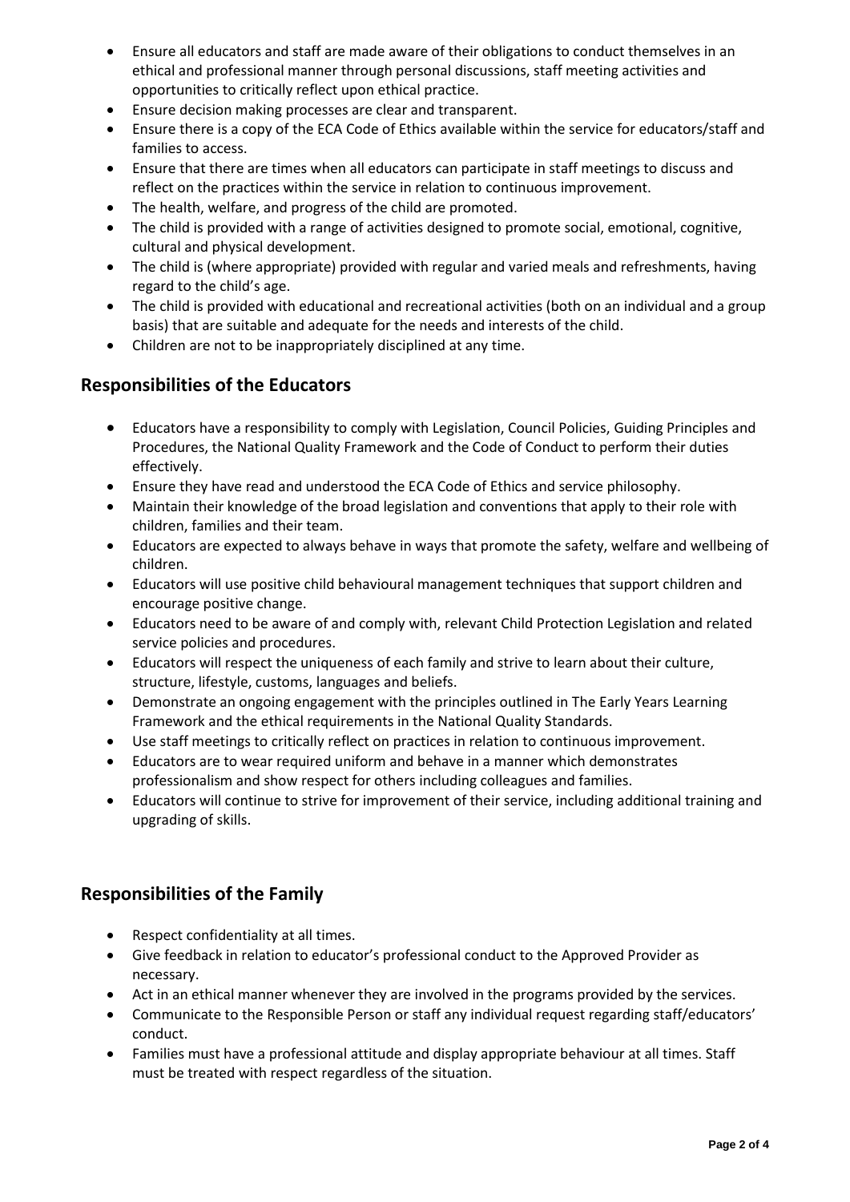- Ensure all educators and staff are made aware of their obligations to conduct themselves in an ethical and professional manner through personal discussions, staff meeting activities and opportunities to critically reflect upon ethical practice.
- Ensure decision making processes are clear and transparent.
- Ensure there is a copy of the ECA Code of Ethics available within the service for educators/staff and families to access.
- Ensure that there are times when all educators can participate in staff meetings to discuss and reflect on the practices within the service in relation to continuous improvement.
- The health, welfare, and progress of the child are promoted.
- The child is provided with a range of activities designed to promote social, emotional, cognitive, cultural and physical development.
- The child is (where appropriate) provided with regular and varied meals and refreshments, having regard to the child's age.
- The child is provided with educational and recreational activities (both on an individual and a group basis) that are suitable and adequate for the needs and interests of the child.
- Children are not to be inappropriately disciplined at any time.

## Responsibilities of the Educators

- Educators have a responsibility to comply with Legislation, Council Policies, Guiding Principles and Procedures, the National Quality Framework and the Code of Conduct to perform their duties effectively.
- Ensure they have read and understood the ECA Code of Ethics and service philosophy.
- Maintain their knowledge of the broad legislation and conventions that apply to their role with children, families and their team.
- Educators are expected to always behave in ways that promote the safety, welfare and wellbeing of children.
- Educators will use positive child behavioural management techniques that support children and encourage positive change.
- Educators need to be aware of and comply with, relevant Child Protection Legislation and related service policies and procedures.
- Educators will respect the uniqueness of each family and strive to learn about their culture, structure, lifestyle, customs, languages and beliefs.
- Demonstrate an ongoing engagement with the principles outlined in The Early Years Learning Framework and the ethical requirements in the National Quality Standards.
- Use staff meetings to critically reflect on practices in relation to continuous improvement.
- Educators are to wear required uniform and behave in a manner which demonstrates professionalism and show respect for others including colleagues and families.
- Educators will continue to strive for improvement of their service, including additional training and upgrading of skills.

## Responsibilities of the Family

- Respect confidentiality at all times.
- Give feedback in relation to educator's professional conduct to the Approved Provider as necessary.
- Act in an ethical manner whenever they are involved in the programs provided by the services.
- Communicate to the Responsible Person or staff any individual request regarding staff/educators' conduct.
- Families must have a professional attitude and display appropriate behaviour at all times. Staff must be treated with respect regardless of the situation.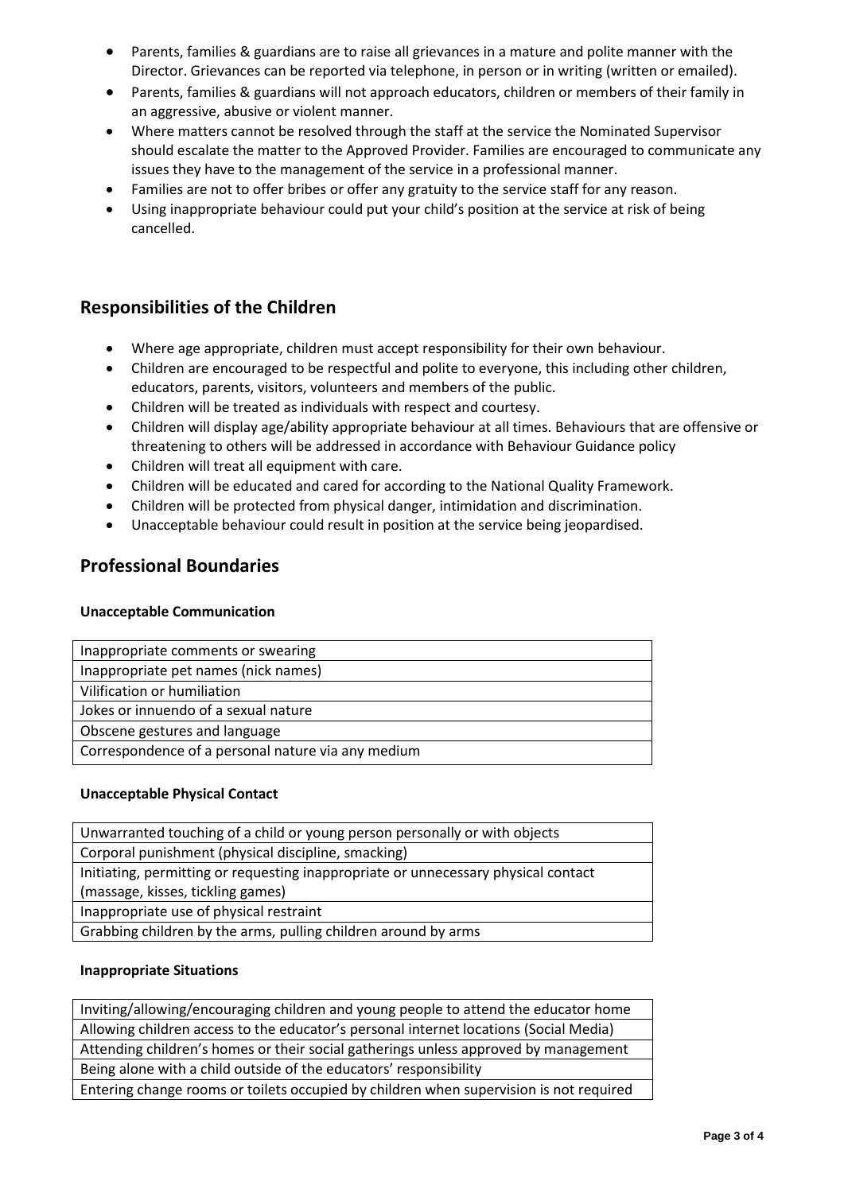- Parents, families & guardians are to raise all grievances in a mature and polite manner with the Director. Grievances can be reported via telephone, in person or in writing (written or emailed).
- Parents, families & guardians will not approach educators, children or members of their family in an aggressive, abusive or violent manner.
- Where matters cannot be resolved through the staff at the service the Nominated Supervisor should escalate the matter to the Approved Provider. Families are encouraged to communicate any issues they have to the management of the service in a professional manner.
- Families are not to offer bribes or offer any gratuity to the service staff for any reason.
- Using inappropriate behaviour could put your child's position at the service at risk of being cancelled.

## Responsibilities of the Children

- Where age appropriate, children must accept responsibility for their own behaviour.
- Children are encouraged to be respectful and polite to everyone, this including other children, educators, parents, visitors, volunteers and members of the public.
- Children will be treated as individuals with respect and courtesy.
- Children will display age/ability appropriate behaviour at all times. Behaviours that are offensive or threatening to others will be addressed in accordance with Behaviour Guidance policy
- Children will treat all equipment with care.
- Children will be educated and cared for according to the National Quality Framework.
- Children will be protected from physical danger, intimidation and discrimination.
- Unacceptable behaviour could result in position at the service being jeopardised.

## Professional Boundaries

### Unacceptable Communication

| |
|---|
| Inappropriate comments or swearing |
| Inappropriate pet names (nick names) |
| Vilification or humiliation |
| Jokes or innuendo of a sexual nature |
| Obscene gestures and language |
| Correspondence of a personal nature via any medium |

### Unacceptable Physical Contact

| |
|---|
| Unwarranted touching of a child or young person personally or with objects |
| Corporal punishment (physical discipline, smacking) |
| Initiating, permitting or requesting inappropriate or unnecessary physical contact (massage, kisses, tickling games) |
| Inappropriate use of physical restraint |
| Grabbing children by the arms, pulling children around by arms |

### Inappropriate Situations

| |
|---|
| Inviting/allowing/encouraging children and young people to attend the educator home |
| Allowing children access to the educator's personal internet locations (Social Media) |
| Attending children's homes or their social gatherings unless approved by management |
| Being alone with a child outside of the educators' responsibility |
| Entering change rooms or toilets occupied by children when supervision is not required |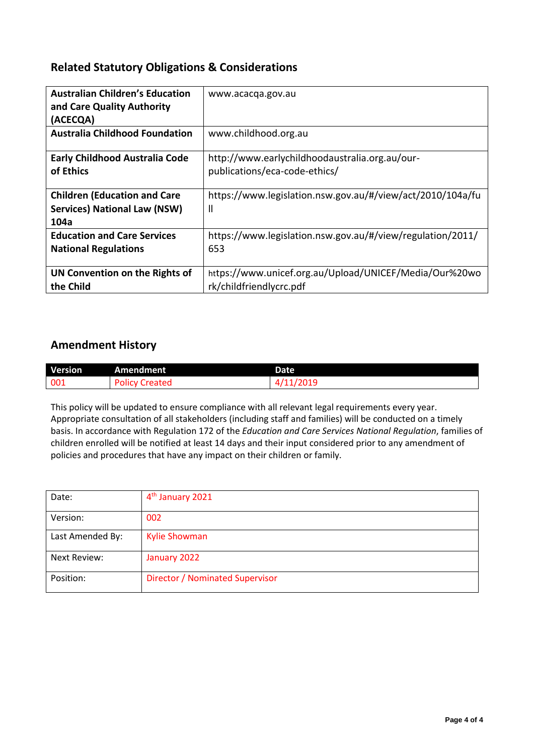## Related Statutory Obligations & Considerations

| | |
|---|---|
| **Australian Children's Education and Care Quality Authority (ACECQA)** | www.acacqa.gov.au |
| **Australia Childhood Foundation** | www.childhood.org.au |
| **Early Childhood Australia Code of Ethics** | http://www.earlychildhoodaustralia.org.au/our-publications/eca-code-ethics/ |
| **Children (Education and Care Services) National Law (NSW) 104a** | https://www.legislation.nsw.gov.au/#/view/act/2010/104a/full |
| **Education and Care Services National Regulations** | https://www.legislation.nsw.gov.au/#/view/regulation/2011/653 |
| **UN Convention on the Rights of the Child** | https://www.unicef.org.au/Upload/UNICEF/Media/Our%20work/childfriendlycrc.pdf |

## Amendment History

| Version | Amendment | Date |
|---|---|---|
| 001 | Policy Created | 4/11/2019 |

This policy will be updated to ensure compliance with all relevant legal requirements every year. Appropriate consultation of all stakeholders (including staff and families) will be conducted on a timely basis. In accordance with Regulation 172 of the *Education and Care Services National Regulation*, families of children enrolled will be notified at least 14 days and their input considered prior to any amendment of policies and procedures that have any impact on their children or family.

| | |
|---|---|
| Date: | 4th January 2021 |
| Version: | 002 |
| Last Amended By: | Kylie Showman |
| Next Review: | January 2022 |
| Position: | Director / Nominated Supervisor |